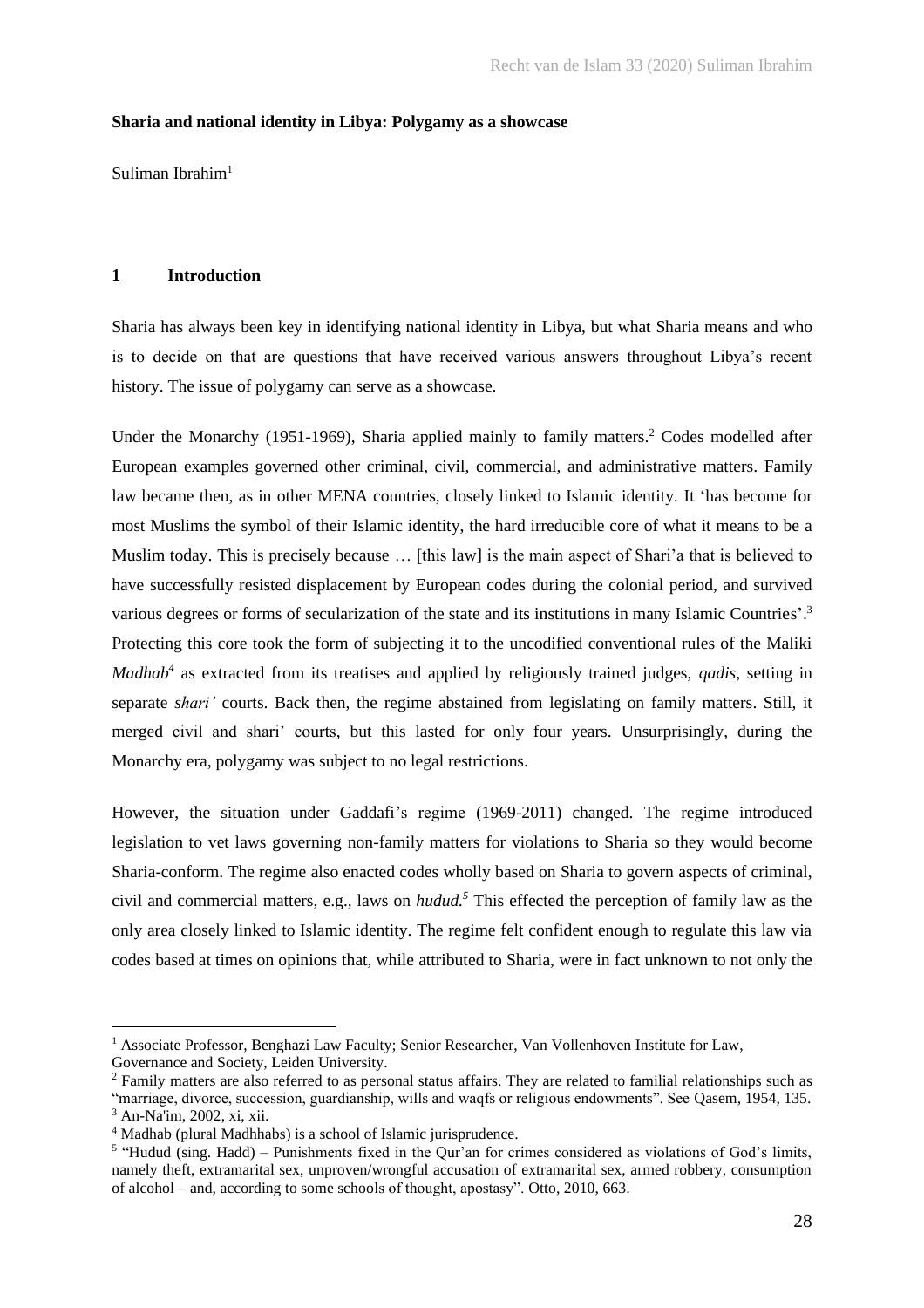**Sharia and national identity in Libya: Polygamy as a showcase**

Suliman Ibrahim[1]

## 1 Introduction

Sharia has always been key in identifying national identity in Libya, but what Sharia means and who is to decide on that are questions that have received various answers throughout Libya's recent history. The issue of polygamy can serve as a showcase.

Under the Monarchy (1951-1969), Sharia applied mainly to family matters.[2] Codes modelled after European examples governed other criminal, civil, commercial, and administrative matters. Family law became then, as in other MENA countries, closely linked to Islamic identity. It 'has become for most Muslims the symbol of their Islamic identity, the hard irreducible core of what it means to be a Muslim today. This is precisely because … [this law] is the main aspect of Shari'a that is believed to have successfully resisted displacement by European codes during the colonial period, and survived various degrees or forms of secularization of the state and its institutions in many Islamic Countries'.[3] Protecting this core took the form of subjecting it to the uncodified conventional rules of the Maliki *Madhab*[4] as extracted from its treatises and applied by religiously trained judges, *qadis*, setting in separate *shari'* courts. Back then, the regime abstained from legislating on family matters. Still, it merged civil and shari' courts, but this lasted for only four years. Unsurprisingly, during the Monarchy era, polygamy was subject to no legal restrictions.

However, the situation under Gaddafi's regime (1969-2011) changed. The regime introduced legislation to vet laws governing non-family matters for violations to Sharia so they would become Sharia-conform. The regime also enacted codes wholly based on Sharia to govern aspects of criminal, civil and commercial matters, e.g., laws on *hudud.*[5] This effected the perception of family law as the only area closely linked to Islamic identity. The regime felt confident enough to regulate this law via codes based at times on opinions that, while attributed to Sharia, were in fact unknown to not only the

---

[1] Associate Professor, Benghazi Law Faculty; Senior Researcher, Van Vollenhoven Institute for Law, Governance and Society, Leiden University.

[2] Family matters are also referred to as personal status affairs. They are related to familial relationships such as "marriage, divorce, succession, guardianship, wills and waqfs or religious endowments". See Qasem, 1954, 135.

[3] An-Na'im, 2002, xi, xii.

[4] Madhab (plural Madhhabs) is a school of Islamic jurisprudence.

[5] "Hudud (sing. Hadd) – Punishments fixed in the Qur'an for crimes considered as violations of God's limits, namely theft, extramarital sex, unproven/wrongful accusation of extramarital sex, armed robbery, consumption of alcohol – and, according to some schools of thought, apostasy". Otto, 2010, 663.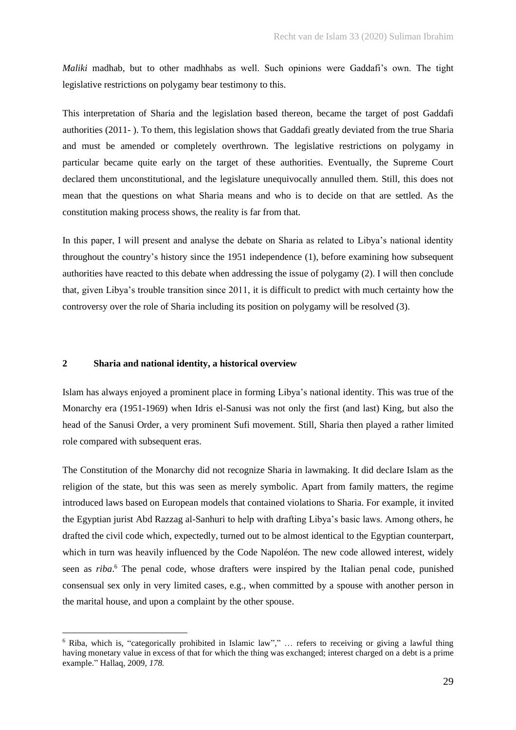*Maliki* madhab, but to other madhhabs as well. Such opinions were Gaddafi's own. The tight legislative restrictions on polygamy bear testimony to this.

This interpretation of Sharia and the legislation based thereon, became the target of post Gaddafi authorities (2011- ). To them, this legislation shows that Gaddafi greatly deviated from the true Sharia and must be amended or completely overthrown. The legislative restrictions on polygamy in particular became quite early on the target of these authorities. Eventually, the Supreme Court declared them unconstitutional, and the legislature unequivocally annulled them. Still, this does not mean that the questions on what Sharia means and who is to decide on that are settled. As the constitution making process shows, the reality is far from that.

In this paper, I will present and analyse the debate on Sharia as related to Libya's national identity throughout the country's history since the 1951 independence (1), before examining how subsequent authorities have reacted to this debate when addressing the issue of polygamy (2). I will then conclude that, given Libya's trouble transition since 2011, it is difficult to predict with much certainty how the controversy over the role of Sharia including its position on polygamy will be resolved (3).

## 2 Sharia and national identity, a historical overview

Islam has always enjoyed a prominent place in forming Libya's national identity. This was true of the Monarchy era (1951-1969) when Idris el-Sanusi was not only the first (and last) King, but also the head of the Sanusi Order, a very prominent Sufi movement. Still, Sharia then played a rather limited role compared with subsequent eras.

The Constitution of the Monarchy did not recognize Sharia in lawmaking. It did declare Islam as the religion of the state, but this was seen as merely symbolic. Apart from family matters, the regime introduced laws based on European models that contained violations to Sharia. For example, it invited the Egyptian jurist Abd Razzag al-Sanhuri to help with drafting Libya's basic laws. Among others, he drafted the civil code which, expectedly, turned out to be almost identical to the Egyptian counterpart, which in turn was heavily influenced by the Code Napoléon. The new code allowed interest, widely seen as *riba*.[6] The penal code, whose drafters were inspired by the Italian penal code, punished consensual sex only in very limited cases, e.g., when committed by a spouse with another person in the marital house, and upon a complaint by the other spouse.

---

[6] Riba, which is, "categorically prohibited in Islamic law"," … refers to receiving or giving a lawful thing having monetary value in excess of that for which the thing was exchanged; interest charged on a debt is a prime example." Hallaq, 2009, *178.*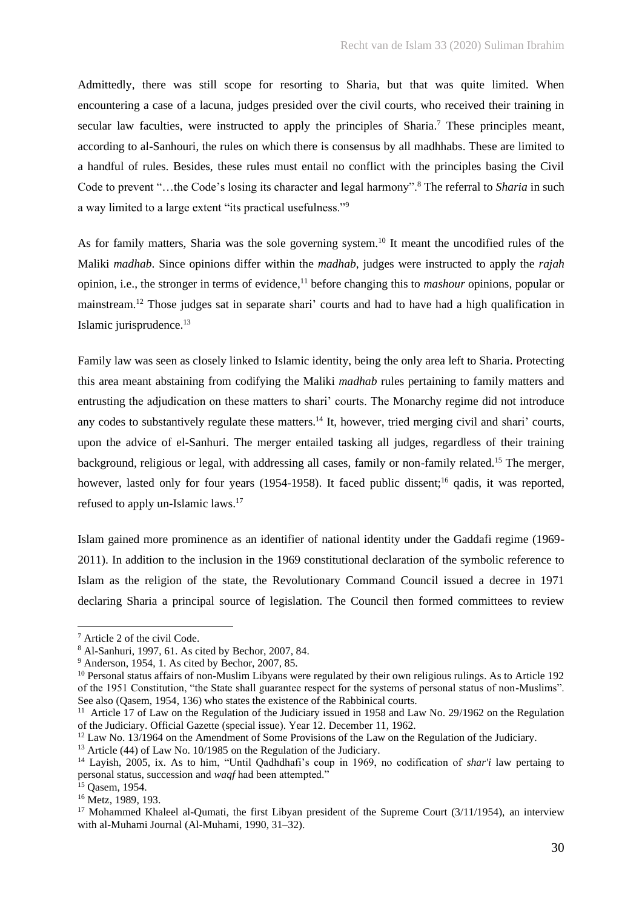Admittedly, there was still scope for resorting to Sharia, but that was quite limited. When encountering a case of a lacuna, judges presided over the civil courts, who received their training in secular law faculties, were instructed to apply the principles of Sharia.[7] These principles meant, according to al-Sanhouri, the rules on which there is consensus by all madhhabs. These are limited to a handful of rules. Besides, these rules must entail no conflict with the principles basing the Civil Code to prevent "…the Code's losing its character and legal harmony".[8] The referral to *Sharia* in such a way limited to a large extent "its practical usefulness."[9]

As for family matters, Sharia was the sole governing system.[10] It meant the uncodified rules of the Maliki *madhab*. Since opinions differ within the *madhab*, judges were instructed to apply the *rajah* opinion, i.e., the stronger in terms of evidence,[11] before changing this to *mashour* opinions, popular or mainstream.[12] Those judges sat in separate shari' courts and had to have had a high qualification in Islamic jurisprudence.[13]

Family law was seen as closely linked to Islamic identity, being the only area left to Sharia. Protecting this area meant abstaining from codifying the Maliki *madhab* rules pertaining to family matters and entrusting the adjudication on these matters to shari' courts. The Monarchy regime did not introduce any codes to substantively regulate these matters.[14] It, however, tried merging civil and shari' courts, upon the advice of el-Sanhuri. The merger entailed tasking all judges, regardless of their training background, religious or legal, with addressing all cases, family or non-family related.[15] The merger, however, lasted only for four years (1954-1958). It faced public dissent;[16] qadis, it was reported, refused to apply un-Islamic laws.[17]

Islam gained more prominence as an identifier of national identity under the Gaddafi regime (1969-2011). In addition to the inclusion in the 1969 constitutional declaration of the symbolic reference to Islam as the religion of the state, the Revolutionary Command Council issued a decree in 1971 declaring Sharia a principal source of legislation. The Council then formed committees to review

---

[7] Article 2 of the civil Code.

[8] Al-Sanhuri, 1997, 61. As cited by Bechor, 2007, 84.

[9] Anderson, 1954, 1. As cited by Bechor, 2007, 85.

[10] Personal status affairs of non-Muslim Libyans were regulated by their own religious rulings. As to Article 192 of the 1951 Constitution, "the State shall guarantee respect for the systems of personal status of non-Muslims". See also (Qasem, 1954, 136) who states the existence of the Rabbinical courts.

[11] Article 17 of Law on the Regulation of the Judiciary issued in 1958 and Law No. 29/1962 on the Regulation of the Judiciary. Official Gazette (special issue). Year 12. December 11, 1962.

[12] Law No. 13/1964 on the Amendment of Some Provisions of the Law on the Regulation of the Judiciary.

[13] Article (44) of Law No. 10/1985 on the Regulation of the Judiciary.

[14] Layish, 2005, ix. As to him, "Until Qadhdhafi's coup in 1969, no codification of *shar'i* law pertaing to personal status, succession and *waqf* had been attempted."

[15] Qasem, 1954.

[16] Metz, 1989, 193.

[17] Mohammed Khaleel al-Qumati, the first Libyan president of the Supreme Court (3/11/1954), an interview with al-Muhami Journal (Al-Muhami, 1990, 31–32).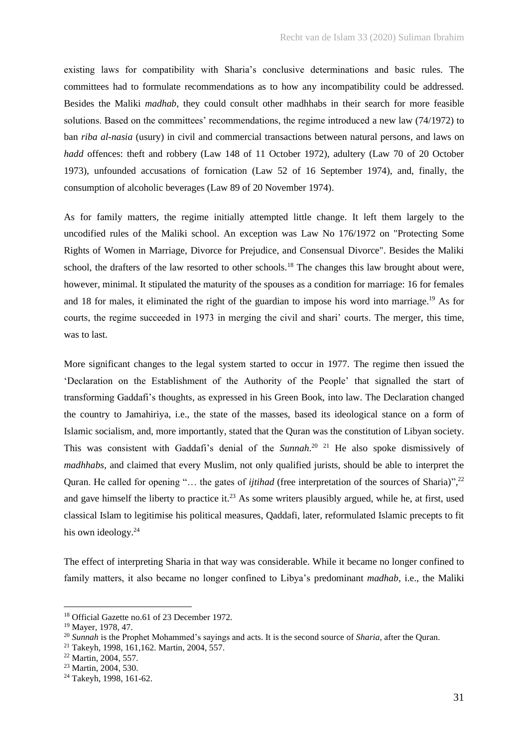existing laws for compatibility with Sharia's conclusive determinations and basic rules. The committees had to formulate recommendations as to how any incompatibility could be addressed. Besides the Maliki *madhab*, they could consult other madhhabs in their search for more feasible solutions. Based on the committees' recommendations, the regime introduced a new law (74/1972) to ban *riba al-nasia* (usury) in civil and commercial transactions between natural persons, and laws on *hadd* offences: theft and robbery (Law 148 of 11 October 1972), adultery (Law 70 of 20 October 1973), unfounded accusations of fornication (Law 52 of 16 September 1974), and, finally, the consumption of alcoholic beverages (Law 89 of 20 November 1974).

As for family matters, the regime initially attempted little change. It left them largely to the uncodified rules of the Maliki school. An exception was Law No 176/1972 on "Protecting Some Rights of Women in Marriage, Divorce for Prejudice, and Consensual Divorce". Besides the Maliki school, the drafters of the law resorted to other schools.[18] The changes this law brought about were, however, minimal. It stipulated the maturity of the spouses as a condition for marriage: 16 for females and 18 for males, it eliminated the right of the guardian to impose his word into marriage.[19] As for courts, the regime succeeded in 1973 in merging the civil and shari' courts. The merger, this time, was to last.

More significant changes to the legal system started to occur in 1977. The regime then issued the 'Declaration on the Establishment of the Authority of the People' that signalled the start of transforming Gaddafi's thoughts, as expressed in his Green Book, into law. The Declaration changed the country to Jamahiriya, i.e., the state of the masses, based its ideological stance on a form of Islamic socialism, and, more importantly, stated that the Quran was the constitution of Libyan society. This was consistent with Gaddafi's denial of the *Sunnah*.[20] [21] He also spoke dismissively of *madhhabs*, and claimed that every Muslim, not only qualified jurists, should be able to interpret the Quran. He called for opening "… the gates of *ijtihad* (free interpretation of the sources of Sharia)",[22] and gave himself the liberty to practice it.[23] As some writers plausibly argued, while he, at first, used classical Islam to legitimise his political measures, Qaddafi, later, reformulated Islamic precepts to fit his own ideology.[24]

The effect of interpreting Sharia in that way was considerable. While it became no longer confined to family matters, it also became no longer confined to Libya's predominant *madhab*, i.e., the Maliki

---

[18] Official Gazette no.61 of 23 December 1972.

[19] Mayer, 1978, 47.

[20] *Sunnah* is the Prophet Mohammed's sayings and acts. It is the second source of *Sharia*, after the Quran.

[21] Takeyh, 1998, 161,162. Martin, 2004, 557.

[22] Martin, 2004, 557.

[23] Martin, 2004, 530.

[24] Takeyh, 1998, 161-62.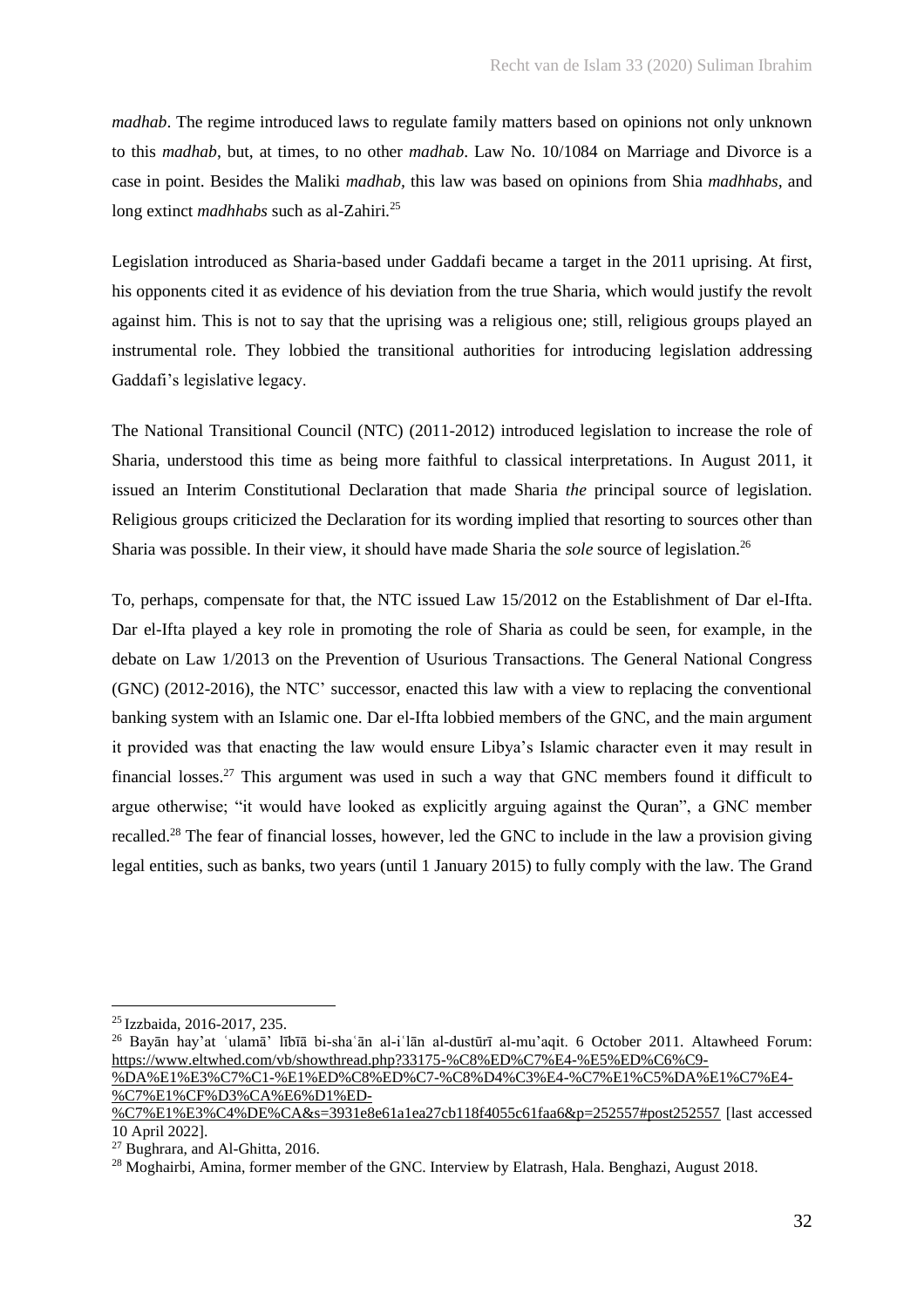*madhab*. The regime introduced laws to regulate family matters based on opinions not only unknown to this *madhab*, but, at times, to no other *madhab*. Law No. 10/1084 on Marriage and Divorce is a case in point. Besides the Maliki *madhab*, this law was based on opinions from Shia *madhhabs*, and long extinct *madhhabs* such as al-Zahiri.[25]

Legislation introduced as Sharia-based under Gaddafi became a target in the 2011 uprising. At first, his opponents cited it as evidence of his deviation from the true Sharia, which would justify the revolt against him. This is not to say that the uprising was a religious one; still, religious groups played an instrumental role. They lobbied the transitional authorities for introducing legislation addressing Gaddafi's legislative legacy.

The National Transitional Council (NTC) (2011-2012) introduced legislation to increase the role of Sharia, understood this time as being more faithful to classical interpretations. In August 2011, it issued an Interim Constitutional Declaration that made Sharia *the* principal source of legislation. Religious groups criticized the Declaration for its wording implied that resorting to sources other than Sharia was possible. In their view, it should have made Sharia the *sole* source of legislation.[26]

To, perhaps, compensate for that, the NTC issued Law 15/2012 on the Establishment of Dar el-Ifta. Dar el-Ifta played a key role in promoting the role of Sharia as could be seen, for example, in the debate on Law 1/2013 on the Prevention of Usurious Transactions. The General National Congress (GNC) (2012-2016), the NTC' successor, enacted this law with a view to replacing the conventional banking system with an Islamic one. Dar el-Ifta lobbied members of the GNC, and the main argument it provided was that enacting the law would ensure Libya's Islamic character even it may result in financial losses.[27] This argument was used in such a way that GNC members found it difficult to argue otherwise; "it would have looked as explicitly arguing against the Quran", a GNC member recalled.[28] The fear of financial losses, however, led the GNC to include in the law a provision giving legal entities, such as banks, two years (until 1 January 2015) to fully comply with the law. The Grand

---

[25] Izzbaida, 2016-2017, 235.

[26] Bayān hay'at ʿulamā' lībīā bi-shaʿān al-iʿlān al-dustūrī al-mu'aqit. 6 October 2011. Altawheed Forum: https://www.eltwhed.com/vb/showthread.php?33175-%C8%ED%C7%E4-%E5%ED%C6%C9-%DA%E1%E3%C7%C1-%E1%ED%C8%ED%C7-%C8%D4%C3%E4-%C7%E1%C5%DA%E1%C7%E4-%C7%E1%CF%D3%CA%E6%D1%ED-%C7%E1%E3%C4%DE%CA&s=3931e8e61a1ea27cb118f4055c61faa6&p=252557#post252557 [last accessed 10 April 2022].

[27] Bughrara, and Al-Ghitta, 2016.

[28] Moghairbi, Amina, former member of the GNC. Interview by Elatrash, Hala. Benghazi, August 2018.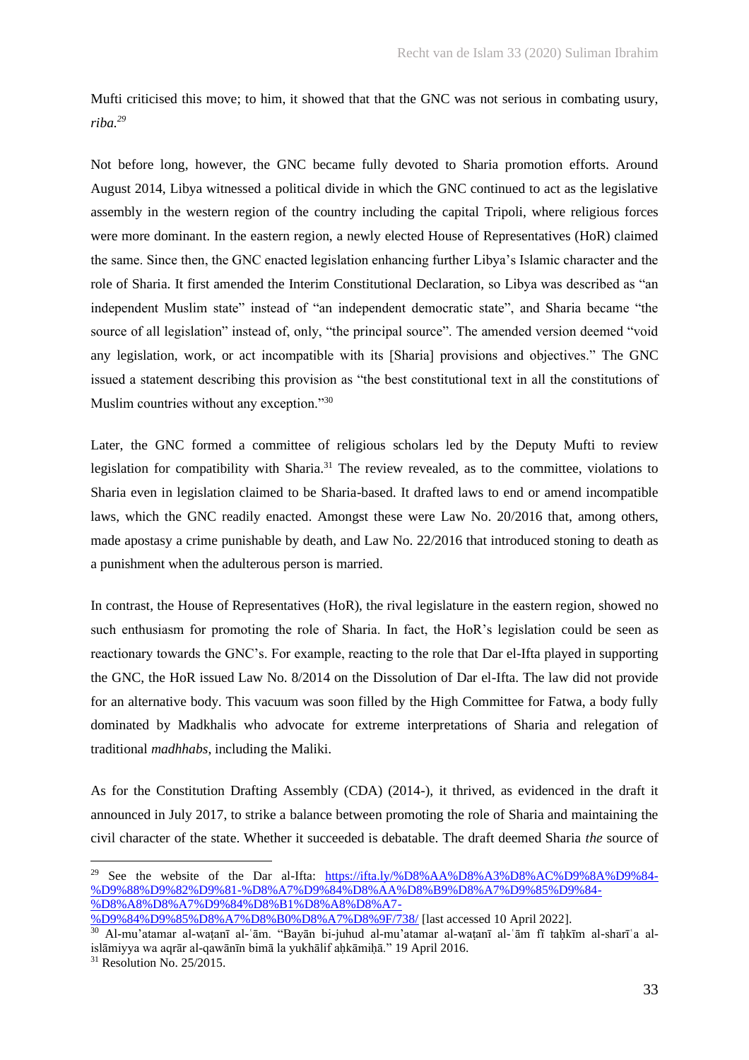Mufti criticised this move; to him, it showed that that the GNC was not serious in combating usury, *riba*.[29]

Not before long, however, the GNC became fully devoted to Sharia promotion efforts. Around August 2014, Libya witnessed a political divide in which the GNC continued to act as the legislative assembly in the western region of the country including the capital Tripoli, where religious forces were more dominant. In the eastern region, a newly elected House of Representatives (HoR) claimed the same. Since then, the GNC enacted legislation enhancing further Libya's Islamic character and the role of Sharia. It first amended the Interim Constitutional Declaration, so Libya was described as "an independent Muslim state" instead of "an independent democratic state", and Sharia became "the source of all legislation" instead of, only, "the principal source". The amended version deemed "void any legislation, work, or act incompatible with its [Sharia] provisions and objectives." The GNC issued a statement describing this provision as "the best constitutional text in all the constitutions of Muslim countries without any exception."[30]

Later, the GNC formed a committee of religious scholars led by the Deputy Mufti to review legislation for compatibility with Sharia.[31] The review revealed, as to the committee, violations to Sharia even in legislation claimed to be Sharia-based. It drafted laws to end or amend incompatible laws, which the GNC readily enacted. Amongst these were Law No. 20/2016 that, among others, made apostasy a crime punishable by death, and Law No. 22/2016 that introduced stoning to death as a punishment when the adulterous person is married.

In contrast, the House of Representatives (HoR), the rival legislature in the eastern region, showed no such enthusiasm for promoting the role of Sharia. In fact, the HoR's legislation could be seen as reactionary towards the GNC's. For example, reacting to the role that Dar el-Ifta played in supporting the GNC, the HoR issued Law No. 8/2014 on the Dissolution of Dar el-Ifta. The law did not provide for an alternative body. This vacuum was soon filled by the High Committee for Fatwa, a body fully dominated by Madkhalis who advocate for extreme interpretations of Sharia and relegation of traditional *madhhabs*, including the Maliki.

As for the Constitution Drafting Assembly (CDA) (2014-), it thrived, as evidenced in the draft it announced in July 2017, to strike a balance between promoting the role of Sharia and maintaining the civil character of the state. Whether it succeeded is debatable. The draft deemed Sharia *the* source of

---

[29] See the website of the Dar al-Ifta: https://ifta.ly/%D8%AA%D8%A3%D8%AC%D9%8A%D9%84-%D9%88%D9%82%D9%81-%D8%A7%D9%84%D8%AA%D8%B9%D8%A7%D9%85%D9%84-%D8%A8%D8%A7%D9%84%D8%B1%D8%A8%D8%A7-%D9%84%D9%85%D8%A7%D8%B0%D8%A7%D8%9F/738/ [last accessed 10 April 2022].

[30] Al-mu'atamar al-waṭanī al-ʿām. "Bayān bi-juhud al-mu'atamar al-waṭanī al-ʿām fī taḥkīm al-sharīʿa al-islāmiyya wa aqrār al-qawānīn bimā la yukhālif aḥkāmiḥā." 19 April 2016.

[31] Resolution No. 25/2015.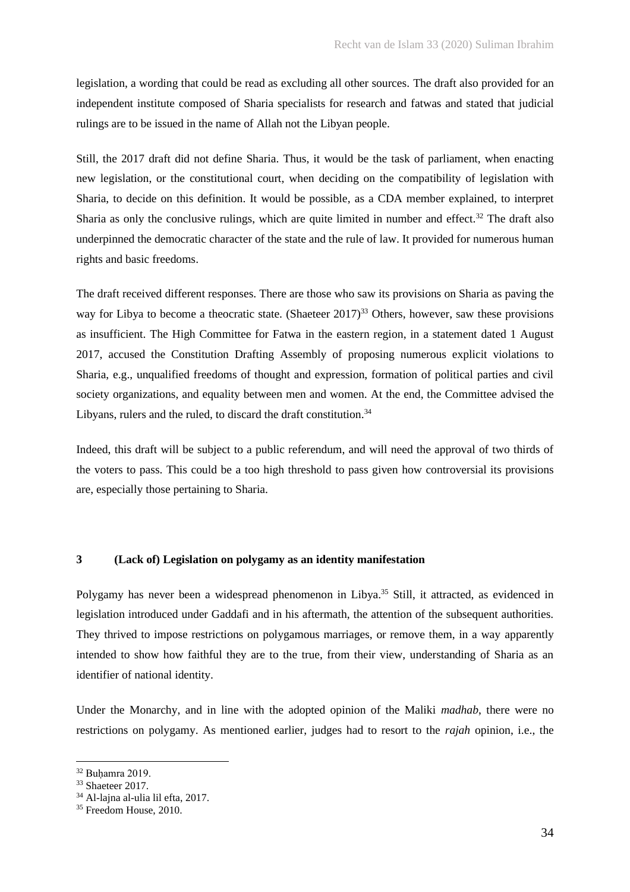legislation, a wording that could be read as excluding all other sources. The draft also provided for an independent institute composed of Sharia specialists for research and fatwas and stated that judicial rulings are to be issued in the name of Allah not the Libyan people.

Still, the 2017 draft did not define Sharia. Thus, it would be the task of parliament, when enacting new legislation, or the constitutional court, when deciding on the compatibility of legislation with Sharia, to decide on this definition. It would be possible, as a CDA member explained, to interpret Sharia as only the conclusive rulings, which are quite limited in number and effect.[32] The draft also underpinned the democratic character of the state and the rule of law. It provided for numerous human rights and basic freedoms.

The draft received different responses. There are those who saw its provisions on Sharia as paving the way for Libya to become a theocratic state. (Shaeteer 2017)[33] Others, however, saw these provisions as insufficient. The High Committee for Fatwa in the eastern region, in a statement dated 1 August 2017, accused the Constitution Drafting Assembly of proposing numerous explicit violations to Sharia, e.g., unqualified freedoms of thought and expression, formation of political parties and civil society organizations, and equality between men and women. At the end, the Committee advised the Libyans, rulers and the ruled, to discard the draft constitution.[34]

Indeed, this draft will be subject to a public referendum, and will need the approval of two thirds of the voters to pass. This could be a too high threshold to pass given how controversial its provisions are, especially those pertaining to Sharia.

## 3 (Lack of) Legislation on polygamy as an identity manifestation

Polygamy has never been a widespread phenomenon in Libya.[35] Still, it attracted, as evidenced in legislation introduced under Gaddafi and in his aftermath, the attention of the subsequent authorities. They thrived to impose restrictions on polygamous marriages, or remove them, in a way apparently intended to show how faithful they are to the true, from their view, understanding of Sharia as an identifier of national identity.

Under the Monarchy, and in line with the adopted opinion of the Maliki *madhab*, there were no restrictions on polygamy. As mentioned earlier, judges had to resort to the *rajah* opinion, i.e., the

[32] Buḥamra 2019.
[33] Shaeteer 2017.
[34] Al-lajna al-ulia lil efta, 2017.
[35] Freedom House, 2010.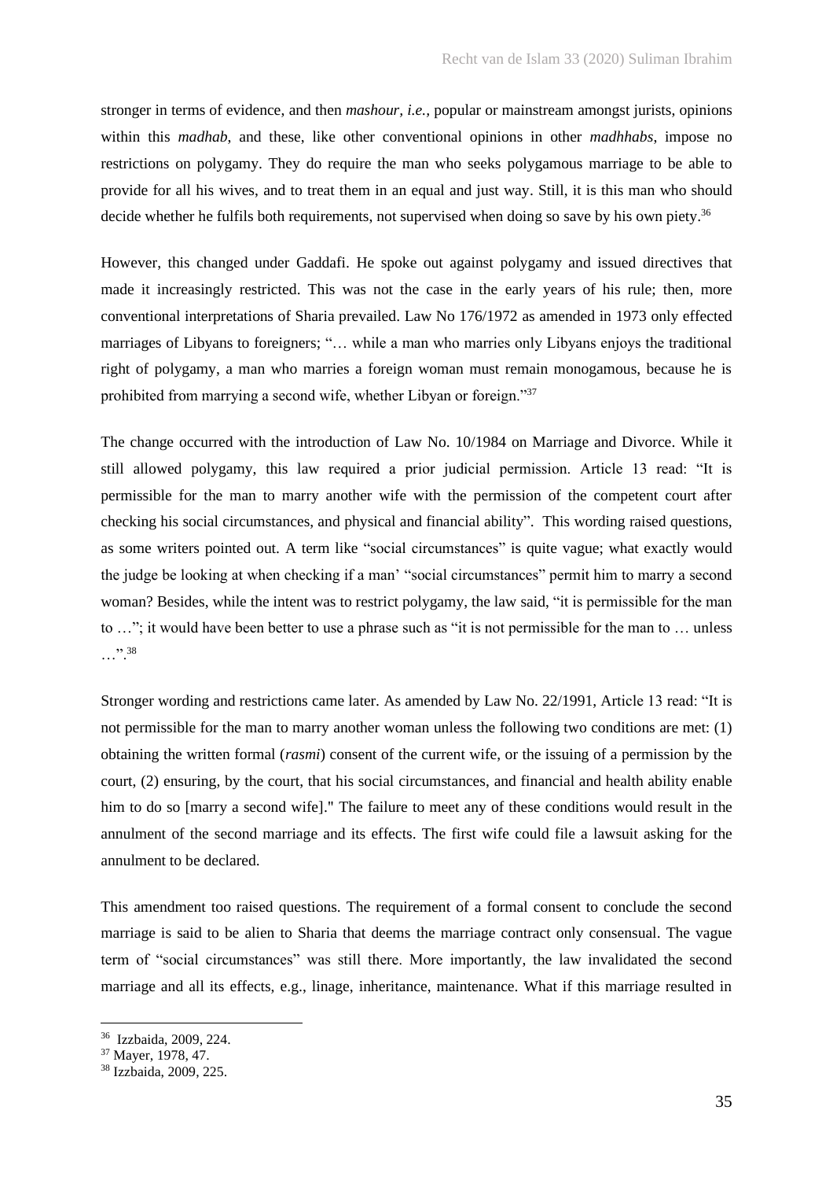stronger in terms of evidence, and then *mashour, i.e.*, popular or mainstream amongst jurists, opinions within this *madhab*, and these, like other conventional opinions in other *madhhabs*, impose no restrictions on polygamy. They do require the man who seeks polygamous marriage to be able to provide for all his wives, and to treat them in an equal and just way. Still, it is this man who should decide whether he fulfils both requirements, not supervised when doing so save by his own piety.[36]

However, this changed under Gaddafi. He spoke out against polygamy and issued directives that made it increasingly restricted. This was not the case in the early years of his rule; then, more conventional interpretations of Sharia prevailed. Law No 176/1972 as amended in 1973 only effected marriages of Libyans to foreigners; "… while a man who marries only Libyans enjoys the traditional right of polygamy, a man who marries a foreign woman must remain monogamous, because he is prohibited from marrying a second wife, whether Libyan or foreign."[37]

The change occurred with the introduction of Law No. 10/1984 on Marriage and Divorce. While it still allowed polygamy, this law required a prior judicial permission. Article 13 read: "It is permissible for the man to marry another wife with the permission of the competent court after checking his social circumstances, and physical and financial ability". This wording raised questions, as some writers pointed out. A term like "social circumstances" is quite vague; what exactly would the judge be looking at when checking if a man' "social circumstances" permit him to marry a second woman? Besides, while the intent was to restrict polygamy, the law said, "it is permissible for the man to …"; it would have been better to use a phrase such as "it is not permissible for the man to … unless …".[38]

Stronger wording and restrictions came later. As amended by Law No. 22/1991, Article 13 read: "It is not permissible for the man to marry another woman unless the following two conditions are met: (1) obtaining the written formal (*rasmi*) consent of the current wife, or the issuing of a permission by the court, (2) ensuring, by the court, that his social circumstances, and financial and health ability enable him to do so [marry a second wife]." The failure to meet any of these conditions would result in the annulment of the second marriage and its effects. The first wife could file a lawsuit asking for the annulment to be declared.

This amendment too raised questions. The requirement of a formal consent to conclude the second marriage is said to be alien to Sharia that deems the marriage contract only consensual. The vague term of "social circumstances" was still there. More importantly, the law invalidated the second marriage and all its effects, e.g., linage, inheritance, maintenance. What if this marriage resulted in

---

[36] Izzbaida, 2009, 224.

[37] Mayer, 1978, 47.

[38] Izzbaida, 2009, 225.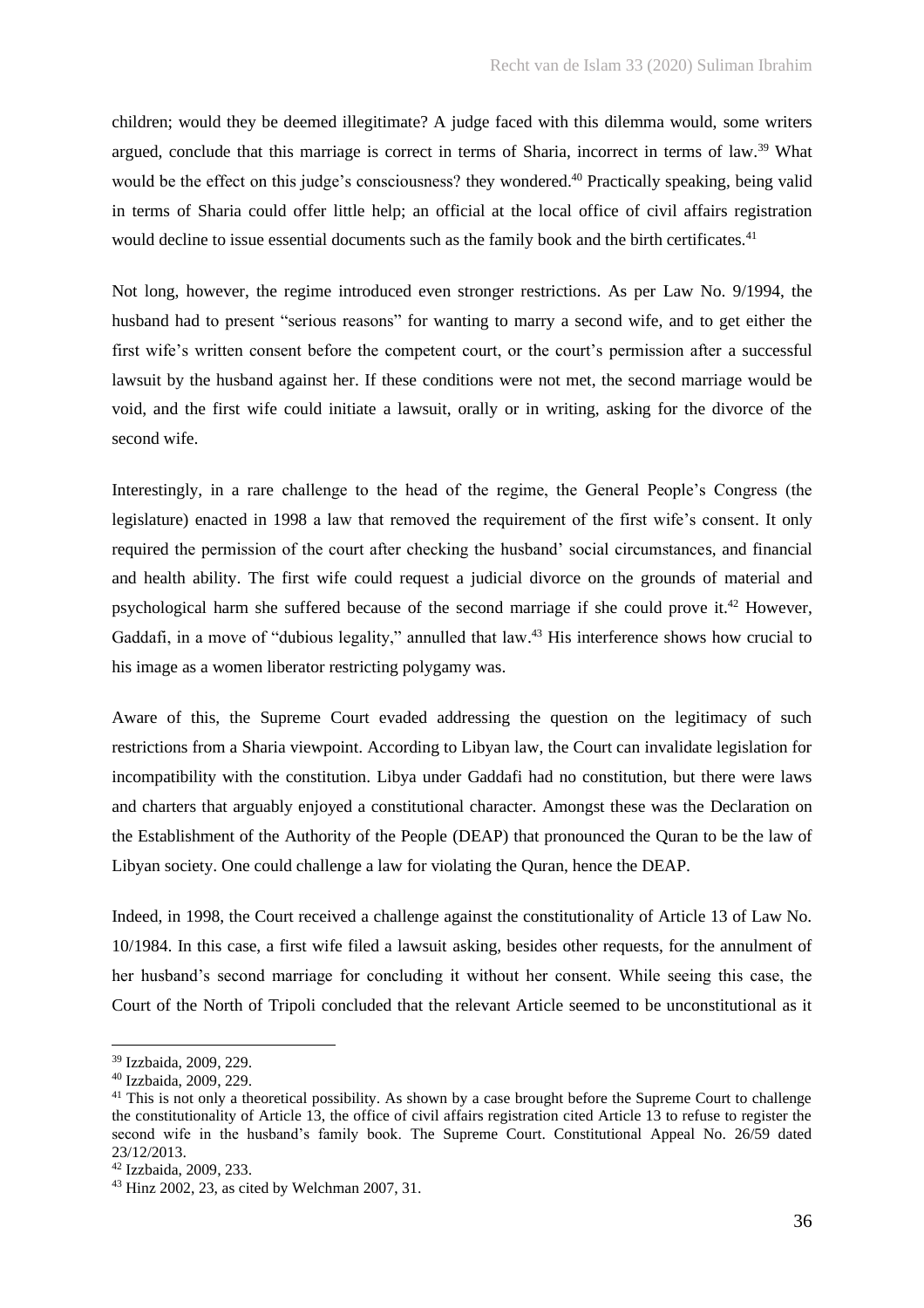children; would they be deemed illegitimate? A judge faced with this dilemma would, some writers argued, conclude that this marriage is correct in terms of Sharia, incorrect in terms of law.[39] What would be the effect on this judge's consciousness? they wondered.[40] Practically speaking, being valid in terms of Sharia could offer little help; an official at the local office of civil affairs registration would decline to issue essential documents such as the family book and the birth certificates.[41]

Not long, however, the regime introduced even stronger restrictions. As per Law No. 9/1994, the husband had to present "serious reasons" for wanting to marry a second wife, and to get either the first wife's written consent before the competent court, or the court's permission after a successful lawsuit by the husband against her. If these conditions were not met, the second marriage would be void, and the first wife could initiate a lawsuit, orally or in writing, asking for the divorce of the second wife.

Interestingly, in a rare challenge to the head of the regime, the General People's Congress (the legislature) enacted in 1998 a law that removed the requirement of the first wife's consent. It only required the permission of the court after checking the husband' social circumstances, and financial and health ability. The first wife could request a judicial divorce on the grounds of material and psychological harm she suffered because of the second marriage if she could prove it.[42] However, Gaddafi, in a move of "dubious legality," annulled that law.[43] His interference shows how crucial to his image as a women liberator restricting polygamy was.

Aware of this, the Supreme Court evaded addressing the question on the legitimacy of such restrictions from a Sharia viewpoint. According to Libyan law, the Court can invalidate legislation for incompatibility with the constitution. Libya under Gaddafi had no constitution, but there were laws and charters that arguably enjoyed a constitutional character. Amongst these was the Declaration on the Establishment of the Authority of the People (DEAP) that pronounced the Quran to be the law of Libyan society. One could challenge a law for violating the Quran, hence the DEAP.

Indeed, in 1998, the Court received a challenge against the constitutionality of Article 13 of Law No. 10/1984. In this case, a first wife filed a lawsuit asking, besides other requests, for the annulment of her husband's second marriage for concluding it without her consent. While seeing this case, the Court of the North of Tripoli concluded that the relevant Article seemed to be unconstitutional as it

---

[39] Izzbaida, 2009, 229.

[40] Izzbaida, 2009, 229.

[41] This is not only a theoretical possibility. As shown by a case brought before the Supreme Court to challenge the constitutionality of Article 13, the office of civil affairs registration cited Article 13 to refuse to register the second wife in the husband's family book. The Supreme Court. Constitutional Appeal No. 26/59 dated 23/12/2013.

[42] Izzbaida, 2009, 233.

[43] Hinz 2002, 23, as cited by Welchman 2007, 31.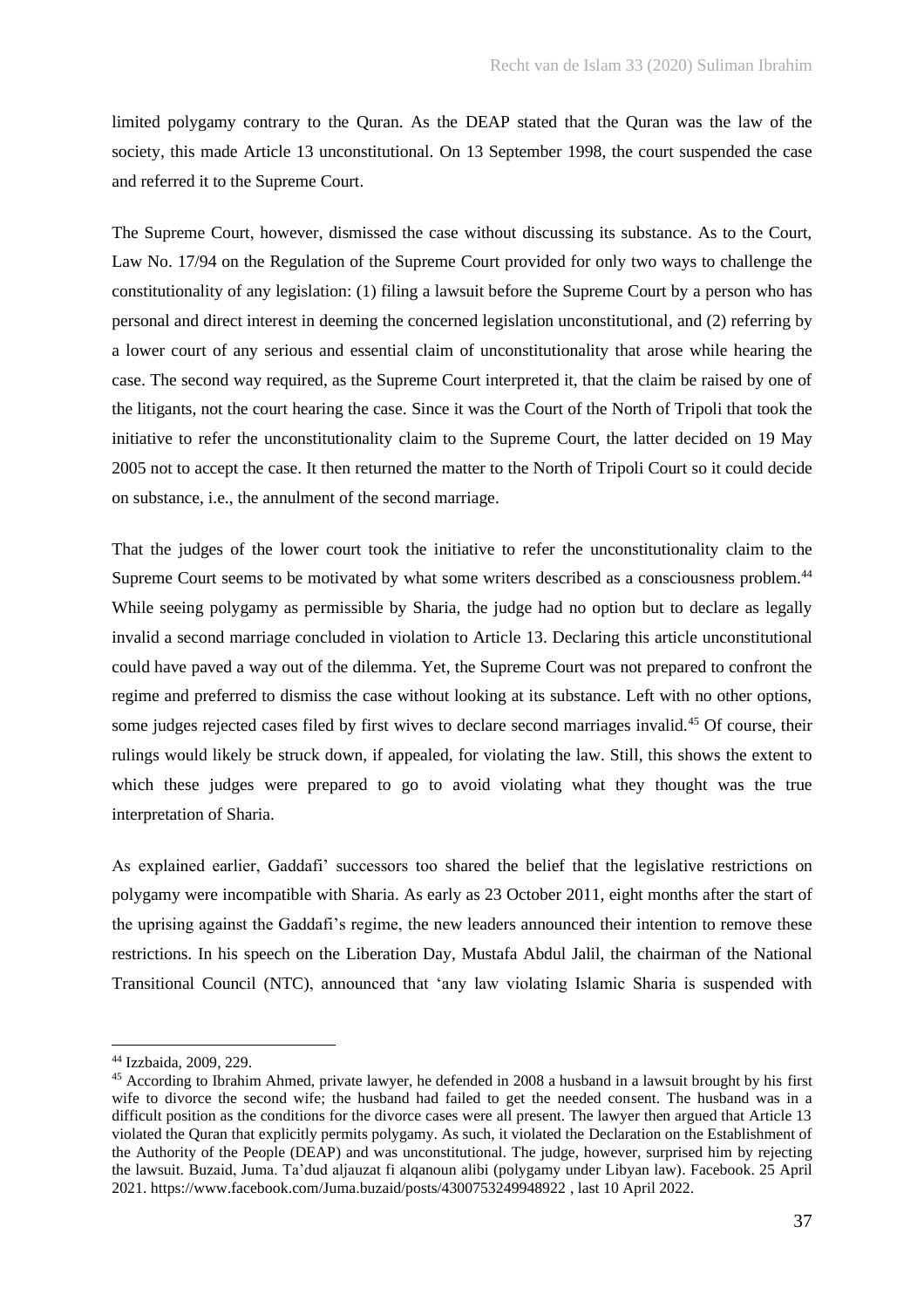limited polygamy contrary to the Quran. As the DEAP stated that the Quran was the law of the society, this made Article 13 unconstitutional. On 13 September 1998, the court suspended the case and referred it to the Supreme Court.

The Supreme Court, however, dismissed the case without discussing its substance. As to the Court, Law No. 17/94 on the Regulation of the Supreme Court provided for only two ways to challenge the constitutionality of any legislation: (1) filing a lawsuit before the Supreme Court by a person who has personal and direct interest in deeming the concerned legislation unconstitutional, and (2) referring by a lower court of any serious and essential claim of unconstitutionality that arose while hearing the case. The second way required, as the Supreme Court interpreted it, that the claim be raised by one of the litigants, not the court hearing the case. Since it was the Court of the North of Tripoli that took the initiative to refer the unconstitutionality claim to the Supreme Court, the latter decided on 19 May 2005 not to accept the case. It then returned the matter to the North of Tripoli Court so it could decide on substance, i.e., the annulment of the second marriage.

That the judges of the lower court took the initiative to refer the unconstitutionality claim to the Supreme Court seems to be motivated by what some writers described as a consciousness problem.[44] While seeing polygamy as permissible by Sharia, the judge had no option but to declare as legally invalid a second marriage concluded in violation to Article 13. Declaring this article unconstitutional could have paved a way out of the dilemma. Yet, the Supreme Court was not prepared to confront the regime and preferred to dismiss the case without looking at its substance. Left with no other options, some judges rejected cases filed by first wives to declare second marriages invalid.[45] Of course, their rulings would likely be struck down, if appealed, for violating the law. Still, this shows the extent to which these judges were prepared to go to avoid violating what they thought was the true interpretation of Sharia.

As explained earlier, Gaddafi' successors too shared the belief that the legislative restrictions on polygamy were incompatible with Sharia. As early as 23 October 2011, eight months after the start of the uprising against the Gaddafi's regime, the new leaders announced their intention to remove these restrictions. In his speech on the Liberation Day, Mustafa Abdul Jalil, the chairman of the National Transitional Council (NTC), announced that 'any law violating Islamic Sharia is suspended with

[44] Izzbaida, 2009, 229.

[45] According to Ibrahim Ahmed, private lawyer, he defended in 2008 a husband in a lawsuit brought by his first wife to divorce the second wife; the husband had failed to get the needed consent. The husband was in a difficult position as the conditions for the divorce cases were all present. The lawyer then argued that Article 13 violated the Quran that explicitly permits polygamy. As such, it violated the Declaration on the Establishment of the Authority of the People (DEAP) and was unconstitutional. The judge, however, surprised him by rejecting the lawsuit. Buzaid, Juma. Ta'dud aljauzat fi alqanoun alibi (polygamy under Libyan law). Facebook. 25 April 2021. https://www.facebook.com/Juma.buzaid/posts/4300753249948922 , last 10 April 2022.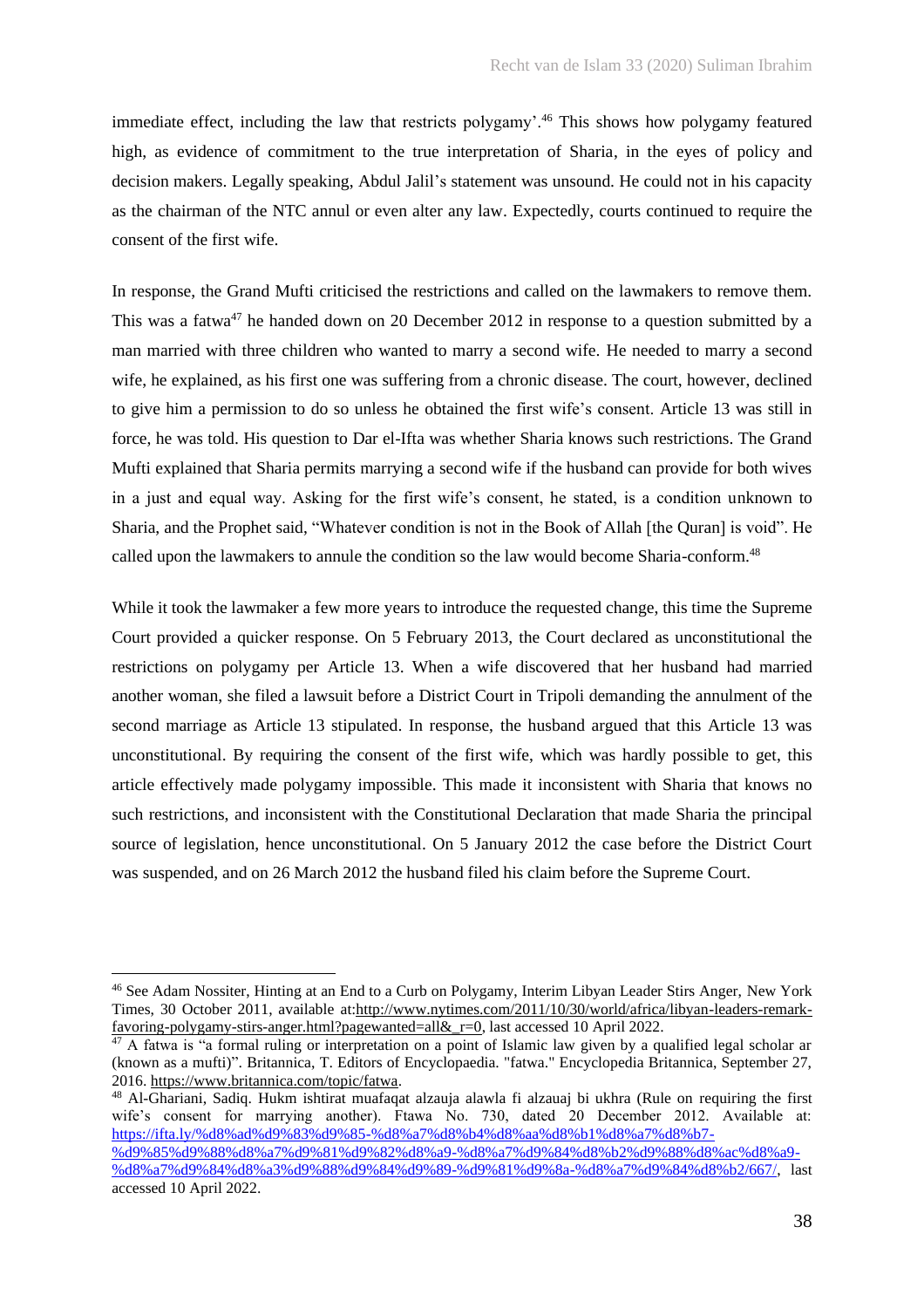immediate effect, including the law that restricts polygamy'.[46] This shows how polygamy featured high, as evidence of commitment to the true interpretation of Sharia, in the eyes of policy and decision makers. Legally speaking, Abdul Jalil's statement was unsound. He could not in his capacity as the chairman of the NTC annul or even alter any law. Expectedly, courts continued to require the consent of the first wife.

In response, the Grand Mufti criticised the restrictions and called on the lawmakers to remove them. This was a fatwa[47] he handed down on 20 December 2012 in response to a question submitted by a man married with three children who wanted to marry a second wife. He needed to marry a second wife, he explained, as his first one was suffering from a chronic disease. The court, however, declined to give him a permission to do so unless he obtained the first wife's consent. Article 13 was still in force, he was told. His question to Dar el-Ifta was whether Sharia knows such restrictions. The Grand Mufti explained that Sharia permits marrying a second wife if the husband can provide for both wives in a just and equal way. Asking for the first wife's consent, he stated, is a condition unknown to Sharia, and the Prophet said, "Whatever condition is not in the Book of Allah [the Quran] is void". He called upon the lawmakers to annule the condition so the law would become Sharia-conform.[48]

While it took the lawmaker a few more years to introduce the requested change, this time the Supreme Court provided a quicker response. On 5 February 2013, the Court declared as unconstitutional the restrictions on polygamy per Article 13. When a wife discovered that her husband had married another woman, she filed a lawsuit before a District Court in Tripoli demanding the annulment of the second marriage as Article 13 stipulated. In response, the husband argued that this Article 13 was unconstitutional. By requiring the consent of the first wife, which was hardly possible to get, this article effectively made polygamy impossible. This made it inconsistent with Sharia that knows no such restrictions, and inconsistent with the Constitutional Declaration that made Sharia the principal source of legislation, hence unconstitutional. On 5 January 2012 the case before the District Court was suspended, and on 26 March 2012 the husband filed his claim before the Supreme Court.

---

[46] See Adam Nossiter, Hinting at an End to a Curb on Polygamy, Interim Libyan Leader Stirs Anger, New York Times, 30 October 2011, available at:http://www.nytimes.com/2011/10/30/world/africa/libyan-leaders-remark-favoring-polygamy-stirs-anger.html?pagewanted=all&_r=0, last accessed 10 April 2022.

[47] A fatwa is "a formal ruling or interpretation on a point of Islamic law given by a qualified legal scholar ar (known as a mufti)". Britannica, T. Editors of Encyclopaedia. "fatwa." Encyclopedia Britannica, September 27, 2016. https://www.britannica.com/topic/fatwa.

[48] Al-Ghariani, Sadiq. Hukm ishtirat muafaqat alzauja alawla fi alzauaj bi ukhra (Rule on requiring the first wife's consent for marrying another). Ftawa No. 730, dated 20 December 2012. Available at: https://ifta.ly/%d8%ad%d9%83%d9%85-%d8%a7%d8%b4%d8%aa%d8%b1%d8%a7%d8%b7-%d9%85%d9%88%d8%a7%d9%81%d9%82%d8%a9-%d8%a7%d9%84%d8%b2%d9%88%d8%ac%d8%a9-%d8%a7%d9%84%d8%a3%d9%88%d9%84%d9%89-%d9%81%d9%8a-%d8%a7%d9%84%d8%b2/667/, last accessed 10 April 2022.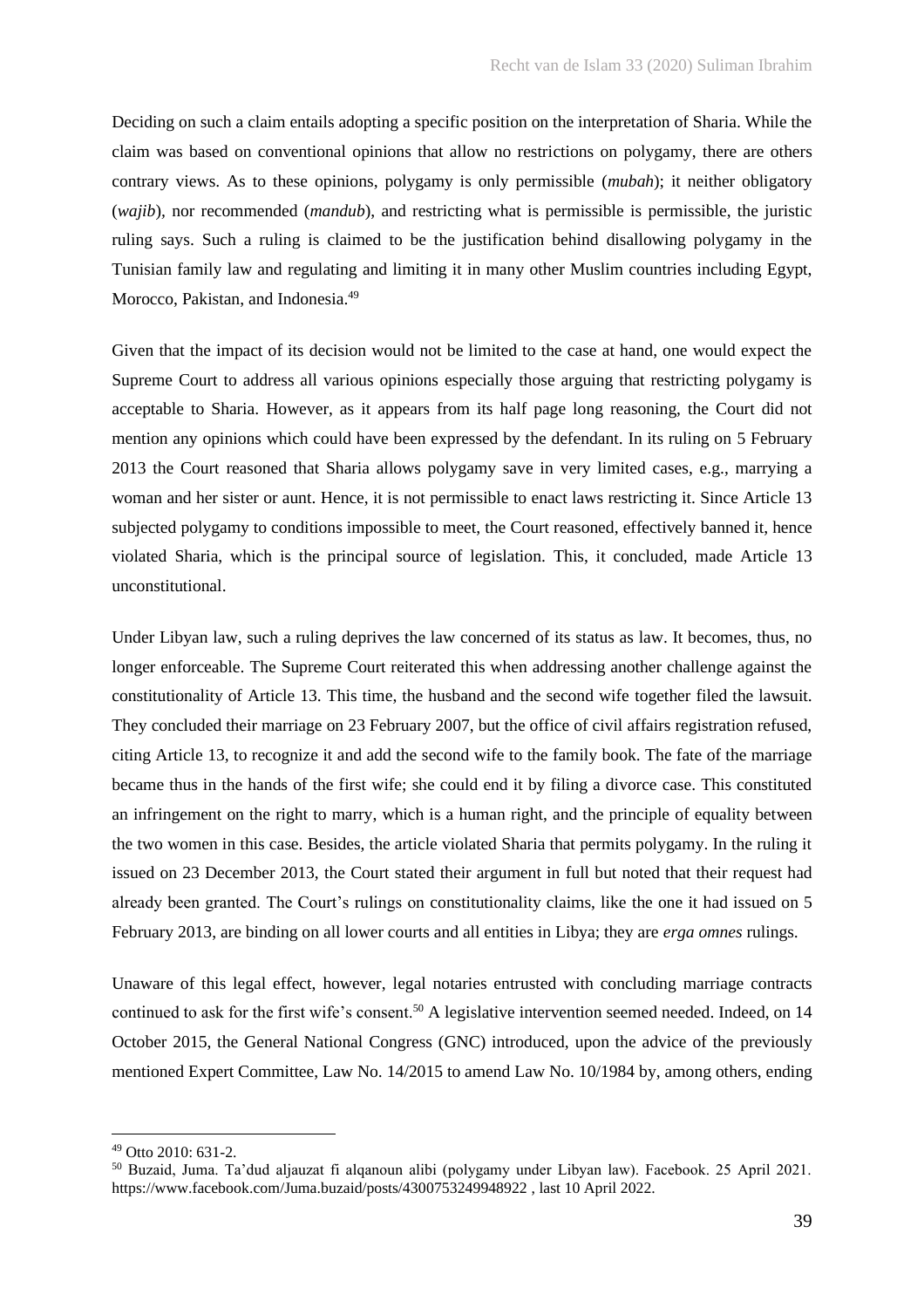Deciding on such a claim entails adopting a specific position on the interpretation of Sharia. While the claim was based on conventional opinions that allow no restrictions on polygamy, there are others contrary views. As to these opinions, polygamy is only permissible (*mubah*); it neither obligatory (*wajib*), nor recommended (*mandub*), and restricting what is permissible is permissible, the juristic ruling says. Such a ruling is claimed to be the justification behind disallowing polygamy in the Tunisian family law and regulating and limiting it in many other Muslim countries including Egypt, Morocco, Pakistan, and Indonesia.[49]

Given that the impact of its decision would not be limited to the case at hand, one would expect the Supreme Court to address all various opinions especially those arguing that restricting polygamy is acceptable to Sharia. However, as it appears from its half page long reasoning, the Court did not mention any opinions which could have been expressed by the defendant. In its ruling on 5 February 2013 the Court reasoned that Sharia allows polygamy save in very limited cases, e.g., marrying a woman and her sister or aunt. Hence, it is not permissible to enact laws restricting it. Since Article 13 subjected polygamy to conditions impossible to meet, the Court reasoned, effectively banned it, hence violated Sharia, which is the principal source of legislation. This, it concluded, made Article 13 unconstitutional.

Under Libyan law, such a ruling deprives the law concerned of its status as law. It becomes, thus, no longer enforceable. The Supreme Court reiterated this when addressing another challenge against the constitutionality of Article 13. This time, the husband and the second wife together filed the lawsuit. They concluded their marriage on 23 February 2007, but the office of civil affairs registration refused, citing Article 13, to recognize it and add the second wife to the family book. The fate of the marriage became thus in the hands of the first wife; she could end it by filing a divorce case. This constituted an infringement on the right to marry, which is a human right, and the principle of equality between the two women in this case. Besides, the article violated Sharia that permits polygamy. In the ruling it issued on 23 December 2013, the Court stated their argument in full but noted that their request had already been granted. The Court's rulings on constitutionality claims, like the one it had issued on 5 February 2013, are binding on all lower courts and all entities in Libya; they are *erga omnes* rulings.

Unaware of this legal effect, however, legal notaries entrusted with concluding marriage contracts continued to ask for the first wife's consent.[50] A legislative intervention seemed needed. Indeed, on 14 October 2015, the General National Congress (GNC) introduced, upon the advice of the previously mentioned Expert Committee, Law No. 14/2015 to amend Law No. 10/1984 by, among others, ending

---

[49] Otto 2010: 631-2.

[50] Buzaid, Juma. Ta'dud aljauzat fi alqanoun alibi (polygamy under Libyan law). Facebook. 25 April 2021. https://www.facebook.com/Juma.buzaid/posts/4300753249948922 , last 10 April 2022.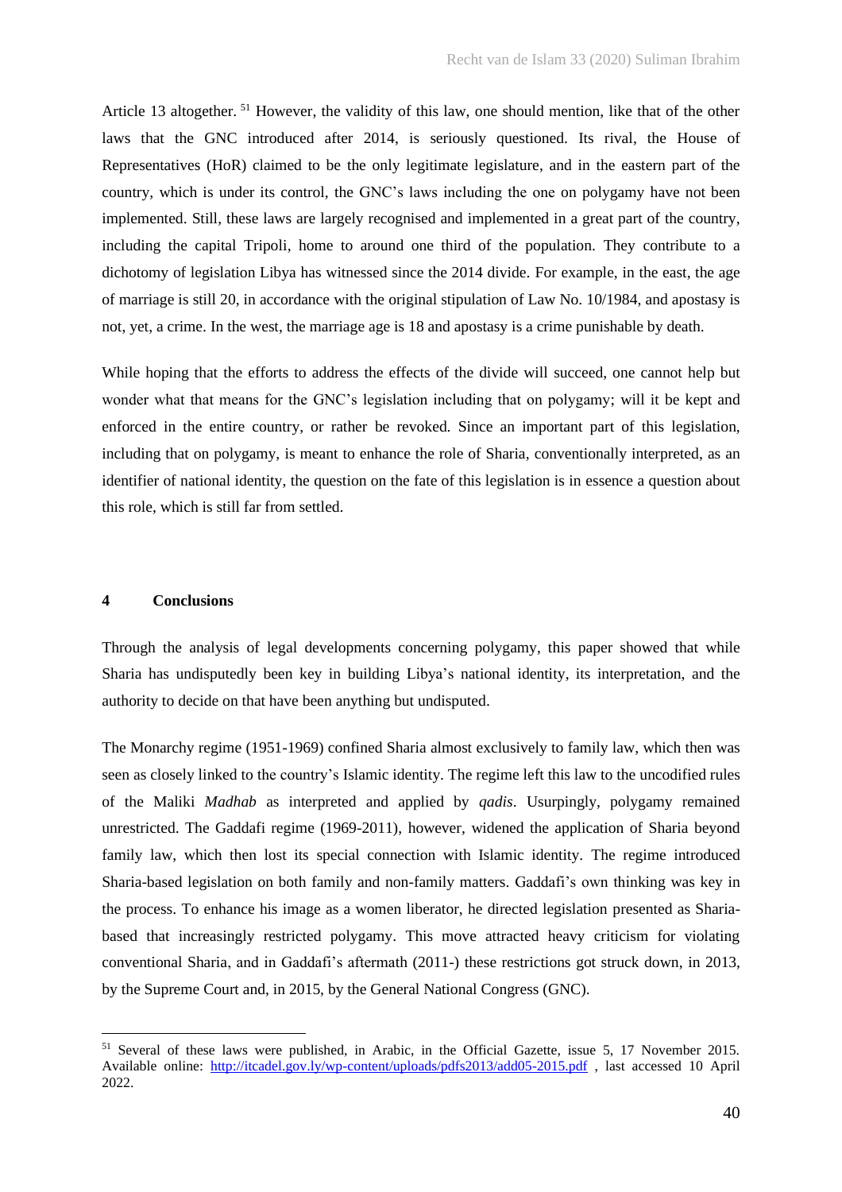Article 13 altogether. [51] However, the validity of this law, one should mention, like that of the other laws that the GNC introduced after 2014, is seriously questioned. Its rival, the House of Representatives (HoR) claimed to be the only legitimate legislature, and in the eastern part of the country, which is under its control, the GNC's laws including the one on polygamy have not been implemented. Still, these laws are largely recognised and implemented in a great part of the country, including the capital Tripoli, home to around one third of the population. They contribute to a dichotomy of legislation Libya has witnessed since the 2014 divide. For example, in the east, the age of marriage is still 20, in accordance with the original stipulation of Law No. 10/1984, and apostasy is not, yet, a crime. In the west, the marriage age is 18 and apostasy is a crime punishable by death.

While hoping that the efforts to address the effects of the divide will succeed, one cannot help but wonder what that means for the GNC's legislation including that on polygamy; will it be kept and enforced in the entire country, or rather be revoked. Since an important part of this legislation, including that on polygamy, is meant to enhance the role of Sharia, conventionally interpreted, as an identifier of national identity, the question on the fate of this legislation is in essence a question about this role, which is still far from settled.

## 4 Conclusions

Through the analysis of legal developments concerning polygamy, this paper showed that while Sharia has undisputedly been key in building Libya's national identity, its interpretation, and the authority to decide on that have been anything but undisputed.

The Monarchy regime (1951-1969) confined Sharia almost exclusively to family law, which then was seen as closely linked to the country's Islamic identity. The regime left this law to the uncodified rules of the Maliki *Madhab* as interpreted and applied by *qadis*. Usurpingly, polygamy remained unrestricted. The Gaddafi regime (1969-2011), however, widened the application of Sharia beyond family law, which then lost its special connection with Islamic identity. The regime introduced Sharia-based legislation on both family and non-family matters. Gaddafi's own thinking was key in the process. To enhance his image as a women liberator, he directed legislation presented as Sharia-based that increasingly restricted polygamy. This move attracted heavy criticism for violating conventional Sharia, and in Gaddafi's aftermath (2011-) these restrictions got struck down, in 2013, by the Supreme Court and, in 2015, by the General National Congress (GNC).

---

[51] Several of these laws were published, in Arabic, in the Official Gazette, issue 5, 17 November 2015. Available online: http://itcadel.gov.ly/wp-content/uploads/pdfs2013/add05-2015.pdf , last accessed 10 April 2022.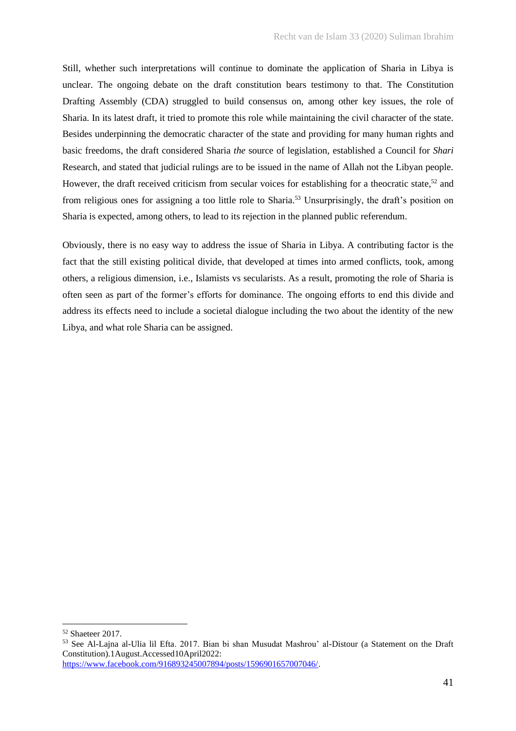Still, whether such interpretations will continue to dominate the application of Sharia in Libya is unclear. The ongoing debate on the draft constitution bears testimony to that. The Constitution Drafting Assembly (CDA) struggled to build consensus on, among other key issues, the role of Sharia. In its latest draft, it tried to promote this role while maintaining the civil character of the state. Besides underpinning the democratic character of the state and providing for many human rights and basic freedoms, the draft considered Sharia *the* source of legislation, established a Council for *Shari* Research, and stated that judicial rulings are to be issued in the name of Allah not the Libyan people. However, the draft received criticism from secular voices for establishing for a theocratic state,[52] and from religious ones for assigning a too little role to Sharia.[53] Unsurprisingly, the draft's position on Sharia is expected, among others, to lead to its rejection in the planned public referendum.

Obviously, there is no easy way to address the issue of Sharia in Libya. A contributing factor is the fact that the still existing political divide, that developed at times into armed conflicts, took, among others, a religious dimension, i.e., Islamists vs secularists. As a result, promoting the role of Sharia is often seen as part of the former's efforts for dominance. The ongoing efforts to end this divide and address its effects need to include a societal dialogue including the two about the identity of the new Libya, and what role Sharia can be assigned.

---

[52] Shaeteer 2017.

[53] See Al-Lajna al-Ulia lil Efta. 2017. Bian bi shan Musudat Mashrou' al-Distour (a Statement on the Draft Constitution).1August.Accessed10April2022: https://www.facebook.com/916893245007894/posts/1596901657007046/.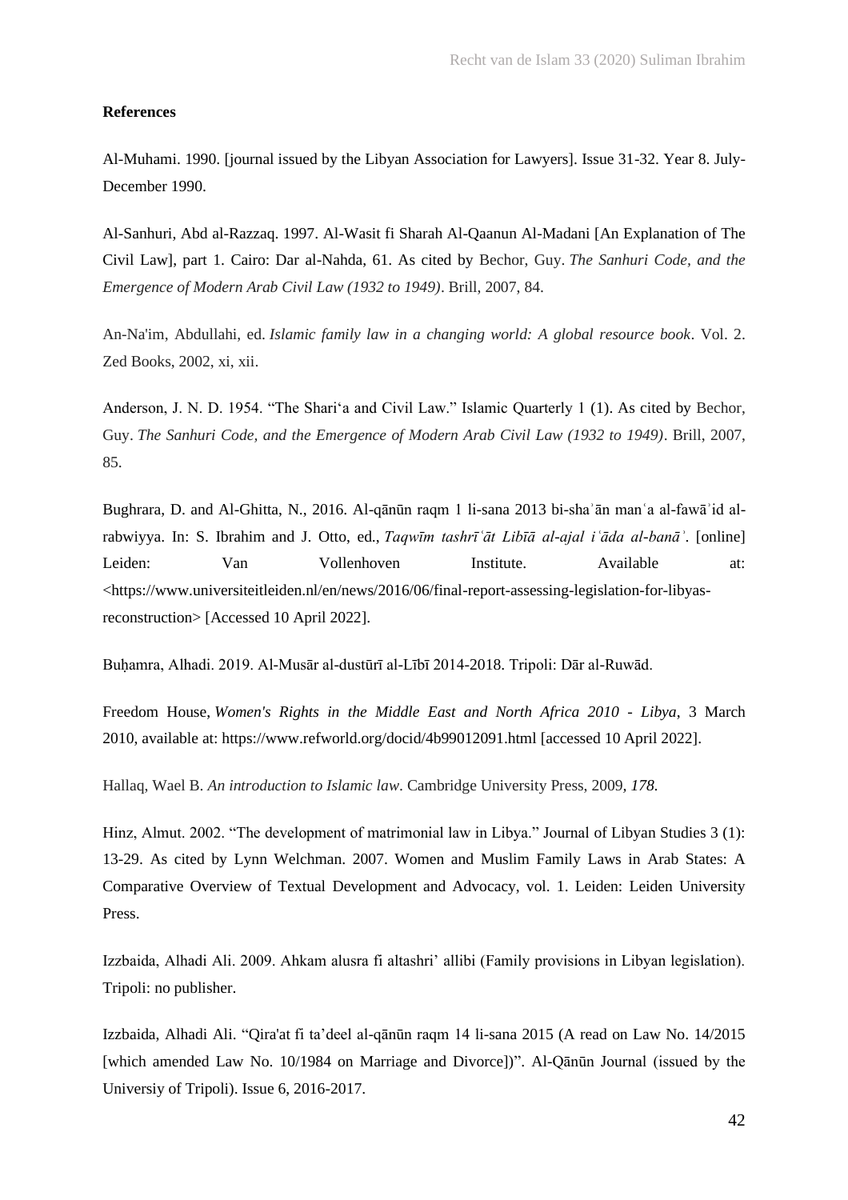**References**

Al-Muhami. 1990. [journal issued by the Libyan Association for Lawyers]. Issue 31-32. Year 8. July-December 1990.

Al-Sanhuri, Abd al-Razzaq. 1997. Al-Wasit fi Sharah Al-Qaanun Al-Madani [An Explanation of The Civil Law], part 1. Cairo: Dar al-Nahda, 61. As cited by Bechor, Guy. *The Sanhuri Code, and the Emergence of Modern Arab Civil Law (1932 to 1949)*. Brill, 2007, 84.

An-Na'im, Abdullahi, ed. *Islamic family law in a changing world: A global resource book*. Vol. 2. Zed Books, 2002, xi, xii.

Anderson, J. N. D. 1954. "The Shari'a and Civil Law." Islamic Quarterly 1 (1). As cited by Bechor, Guy. *The Sanhuri Code, and the Emergence of Modern Arab Civil Law (1932 to 1949)*. Brill, 2007, 85.

Bughrara, D. and Al-Ghitta, N., 2016. Al-qānūn raqm 1 li-sana 2013 bi-shaʾān manʿa al-fawāʾid al-rabwiyya. In: S. Ibrahim and J. Otto, ed., *Taqwīm tashrīʿāt Libīā al-ajal iʿāda al-banāʾ*. [online] Leiden: Van Vollenhoven Institute. Available at: <https://www.universiteitleiden.nl/en/news/2016/06/final-report-assessing-legislation-for-libyas-reconstruction> [Accessed 10 April 2022].

Buḥamra, Alhadi. 2019. Al-Musār al-dustūrī al-Lībī 2014-2018. Tripoli: Dār al-Ruwād.

Freedom House, *Women's Rights in the Middle East and North Africa 2010 - Libya*, 3 March 2010, available at: https://www.refworld.org/docid/4b99012091.html [accessed 10 April 2022].

Hallaq, Wael B. *An introduction to Islamic law*. Cambridge University Press, 2009, *178.*

Hinz, Almut. 2002. "The development of matrimonial law in Libya." Journal of Libyan Studies 3 (1): 13-29. As cited by Lynn Welchman. 2007. Women and Muslim Family Laws in Arab States: A Comparative Overview of Textual Development and Advocacy, vol. 1. Leiden: Leiden University Press.

Izzbaida, Alhadi Ali. 2009. Ahkam alusra fi altashri' allibi (Family provisions in Libyan legislation). Tripoli: no publisher.

Izzbaida, Alhadi Ali. "Qira'at fi ta'deel al-qānūn raqm 14 li-sana 2015 (A read on Law No. 14/2015 [which amended Law No. 10/1984 on Marriage and Divorce])". Al-Qānūn Journal (issued by the Universiy of Tripoli). Issue 6, 2016-2017.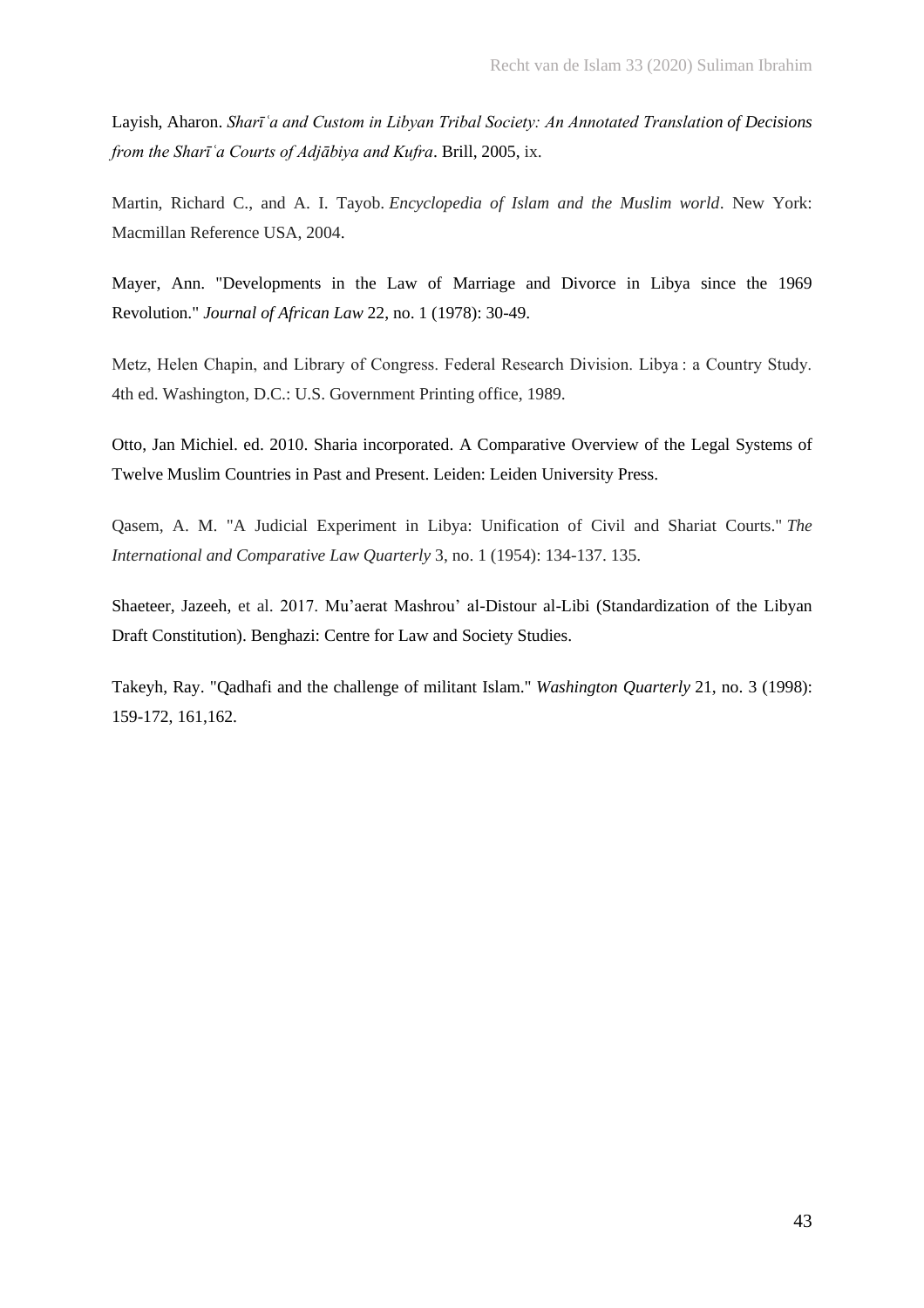Layish, Aharon. *Sharīʿa and Custom in Libyan Tribal Society: An Annotated Translation of Decisions from the Sharīʿa Courts of Adjābiya and Kufra*. Brill, 2005, ix.

Martin, Richard C., and A. I. Tayob. *Encyclopedia of Islam and the Muslim world*. New York: Macmillan Reference USA, 2004.

Mayer, Ann. "Developments in the Law of Marriage and Divorce in Libya since the 1969 Revolution." *Journal of African Law* 22, no. 1 (1978): 30-49.

Metz, Helen Chapin, and Library of Congress. Federal Research Division. Libya : a Country Study. 4th ed. Washington, D.C.: U.S. Government Printing office, 1989.

Otto, Jan Michiel. ed. 2010. Sharia incorporated. A Comparative Overview of the Legal Systems of Twelve Muslim Countries in Past and Present. Leiden: Leiden University Press.

Qasem, A. M. "A Judicial Experiment in Libya: Unification of Civil and Shariat Courts." *The International and Comparative Law Quarterly* 3, no. 1 (1954): 134-137. 135.

Shaeteer, Jazeeh, et al. 2017. Mu'aerat Mashrou' al-Distour al-Libi (Standardization of the Libyan Draft Constitution). Benghazi: Centre for Law and Society Studies.

Takeyh, Ray. "Qadhafi and the challenge of militant Islam." *Washington Quarterly* 21, no. 3 (1998): 159-172, 161,162.